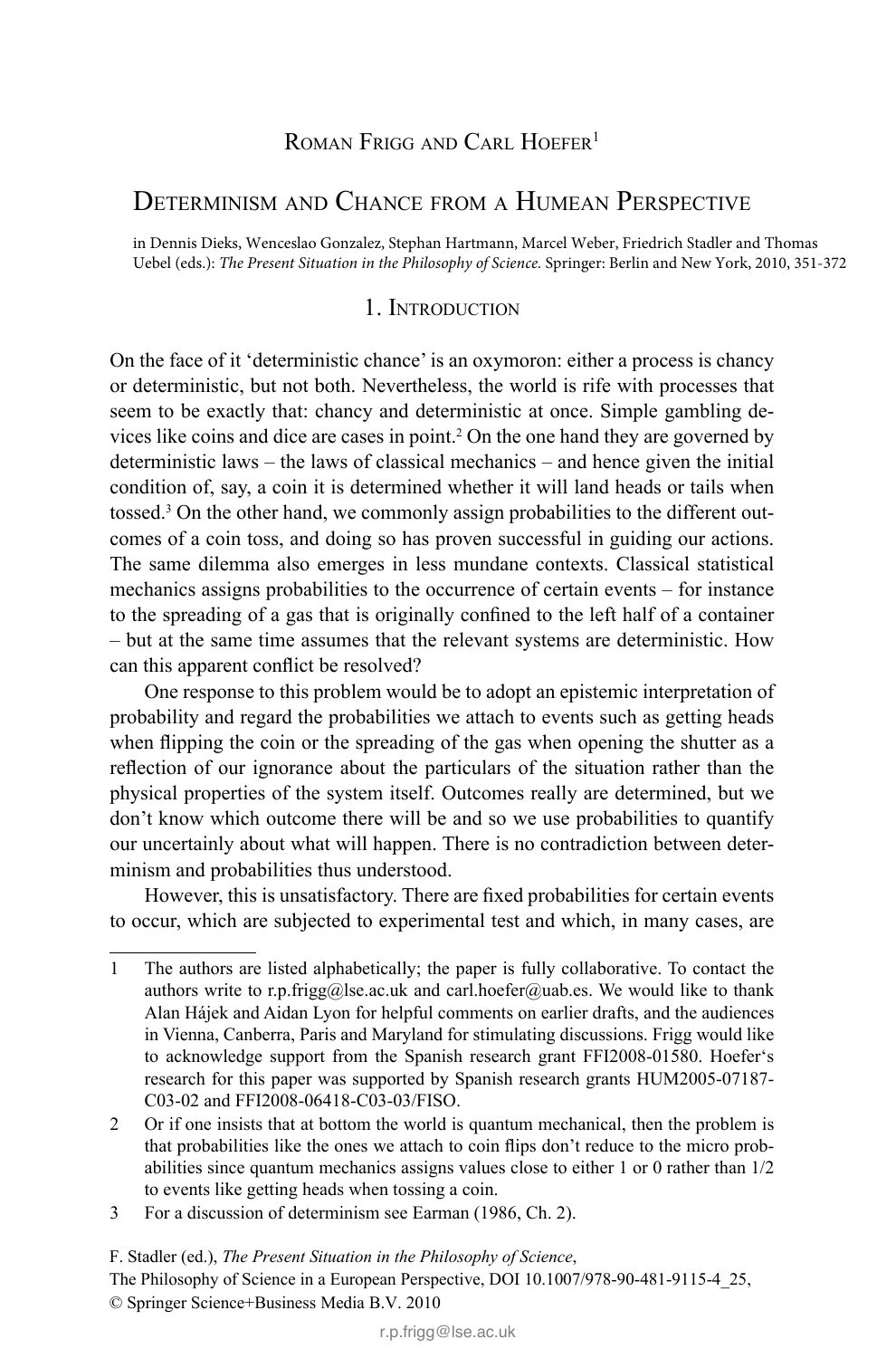Roman Frigg and Carl Hoefer[1]

# Determinism and Chance from a Humean Perspective

in Dennis Dieks, Wenceslao Gonzalez, Stephan Hartmann, Marcel Weber, Friedrich Stadler and Thomas Uebel (eds.): *The Present Situation in the Philosophy of Science.* Springer: Berlin and New York, 2010, 351-372

## 1. Introduction

On the face of it 'deterministic chance' is an oxymoron: either a process is chancy or deterministic, but not both. Nevertheless, the world is rife with processes that seem to be exactly that: chancy and deterministic at once. Simple gambling devices like coins and dice are cases in point.[2] On the one hand they are governed by deterministic laws – the laws of classical mechanics – and hence given the initial condition of, say, a coin it is determined whether it will land heads or tails when tossed.[3] On the other hand, we commonly assign probabilities to the different outcomes of a coin toss, and doing so has proven successful in guiding our actions. The same dilemma also emerges in less mundane contexts. Classical statistical mechanics assigns probabilities to the occurrence of certain events – for instance to the spreading of a gas that is originally confined to the left half of a container – but at the same time assumes that the relevant systems are deterministic. How can this apparent conflict be resolved?

One response to this problem would be to adopt an epistemic interpretation of probability and regard the probabilities we attach to events such as getting heads when flipping the coin or the spreading of the gas when opening the shutter as a reflection of our ignorance about the particulars of the situation rather than the physical properties of the system itself. Outcomes really are determined, but we don't know which outcome there will be and so we use probabilities to quantify our uncertainly about what will happen. There is no contradiction between determinism and probabilities thus understood.

However, this is unsatisfactory. There are fixed probabilities for certain events to occur, which are subjected to experimental test and which, in many cases, are

1 The authors are listed alphabetically; the paper is fully collaborative. To contact the authors write to r.p.frigg@lse.ac.uk and carl.hoefer@uab.es. We would like to thank Alan Hájek and Aidan Lyon for helpful comments on earlier drafts, and the audiences in Vienna, Canberra, Paris and Maryland for stimulating discussions. Frigg would like to acknowledge support from the Spanish research grant FFI2008-01580. Hoefer's research for this paper was supported by Spanish research grants HUM2005-07187-C03-02 and FFI2008-06418-C03-03/FISO.

2 Or if one insists that at bottom the world is quantum mechanical, then the problem is that probabilities like the ones we attach to coin flips don't reduce to the micro probabilities since quantum mechanics assigns values close to either 1 or 0 rather than 1/2 to events like getting heads when tossing a coin.

3 For a discussion of determinism see Earman (1986, Ch. 2).

F. Stadler (ed.), *The Present Situation in the Philosophy of Science*,
The Philosophy of Science in a European Perspective, DOI 10.1007/978-90-481-9115-4_25,
© Springer Science+Business Media B.V. 2010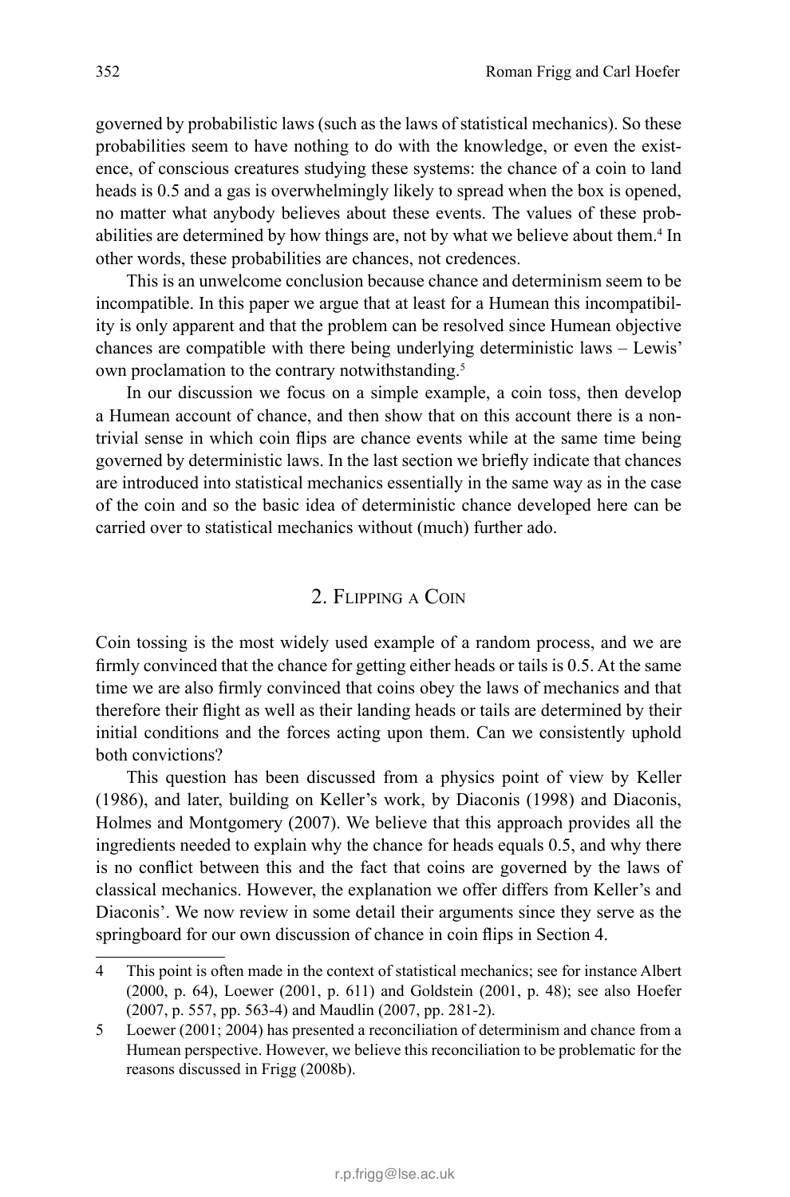governed by probabilistic laws (such as the laws of statistical mechanics). So these probabilities seem to have nothing to do with the knowledge, or even the existence, of conscious creatures studying these systems: the chance of a coin to land heads is 0.5 and a gas is overwhelmingly likely to spread when the box is opened, no matter what anybody believes about these events. The values of these probabilities are determined by how things are, not by what we believe about them.[4] In other words, these probabilities are chances, not credences.

This is an unwelcome conclusion because chance and determinism seem to be incompatible. In this paper we argue that at least for a Humean this incompatibility is only apparent and that the problem can be resolved since Humean objective chances are compatible with there being underlying deterministic laws – Lewis' own proclamation to the contrary notwithstanding.[5]

In our discussion we focus on a simple example, a coin toss, then develop a Humean account of chance, and then show that on this account there is a non-trivial sense in which coin flips are chance events while at the same time being governed by deterministic laws. In the last section we briefly indicate that chances are introduced into statistical mechanics essentially in the same way as in the case of the coin and so the basic idea of deterministic chance developed here can be carried over to statistical mechanics without (much) further ado.

## 2. Flipping a Coin

Coin tossing is the most widely used example of a random process, and we are firmly convinced that the chance for getting either heads or tails is 0.5. At the same time we are also firmly convinced that coins obey the laws of mechanics and that therefore their flight as well as their landing heads or tails are determined by their initial conditions and the forces acting upon them. Can we consistently uphold both convictions?

This question has been discussed from a physics point of view by Keller (1986), and later, building on Keller's work, by Diaconis (1998) and Diaconis, Holmes and Montgomery (2007). We believe that this approach provides all the ingredients needed to explain why the chance for heads equals 0.5, and why there is no conflict between this and the fact that coins are governed by the laws of classical mechanics. However, the explanation we offer differs from Keller's and Diaconis'. We now review in some detail their arguments since they serve as the springboard for our own discussion of chance in coin flips in Section 4.

---

4 This point is often made in the context of statistical mechanics; see for instance Albert (2000, p. 64), Loewer (2001, p. 611) and Goldstein (2001, p. 48); see also Hoefer (2007, p. 557, pp. 563-4) and Maudlin (2007, pp. 281-2).

5 Loewer (2001; 2004) has presented a reconciliation of determinism and chance from a Humean perspective. However, we believe this reconciliation to be problematic for the reasons discussed in Frigg (2008b).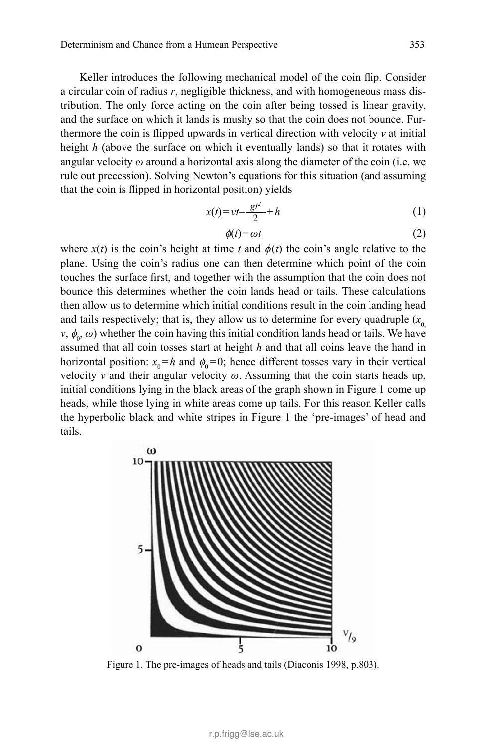Keller introduces the following mechanical model of the coin flip. Consider a circular coin of radius $r$, negligible thickness, and with homogeneous mass distribution. The only force acting on the coin after being tossed is linear gravity, and the surface on which it lands is mushy so that the coin does not bounce. Furthermore the coin is flipped upwards in vertical direction with velocity $v$ at initial height $h$ (above the surface on which it eventually lands) so that it rotates with angular velocity $\omega$ around a horizontal axis along the diameter of the coin (i.e. we rule out precession). Solving Newton's equations for this situation (and assuming that the coin is flipped in horizontal position) yields

$$x(t) = vt - \frac{gt^2}{2} + h \tag{1}$$

$$\phi(t) = \omega t \tag{2}$$

where $x(t)$ is the coin's height at time $t$ and $\phi(t)$ the coin's angle relative to the plane. Using the coin's radius one can then determine which point of the coin touches the surface first, and together with the assumption that the coin does not bounce this determines whether the coin lands head or tails. These calculations then allow us to determine which initial conditions result in the coin landing head and tails respectively; that is, they allow us to determine for every quadruple ($x_0$, $v$, $\phi_0$, $\omega$) whether the coin having this initial condition lands head or tails. We have assumed that all coin tosses start at height $h$ and that all coins leave the hand in horizontal position: $x_0 = h$ and $\phi_0 = 0$; hence different tosses vary in their vertical velocity $v$ and their angular velocity $\omega$. Assuming that the coin starts heads up, initial conditions lying in the black areas of the graph shown in Figure 1 come up heads, while those lying in white areas come up tails. For this reason Keller calls the hyperbolic black and white stripes in Figure 1 the 'pre-images' of head and tails.

Figure 1. The pre-images of heads and tails (Diaconis 1998, p.803).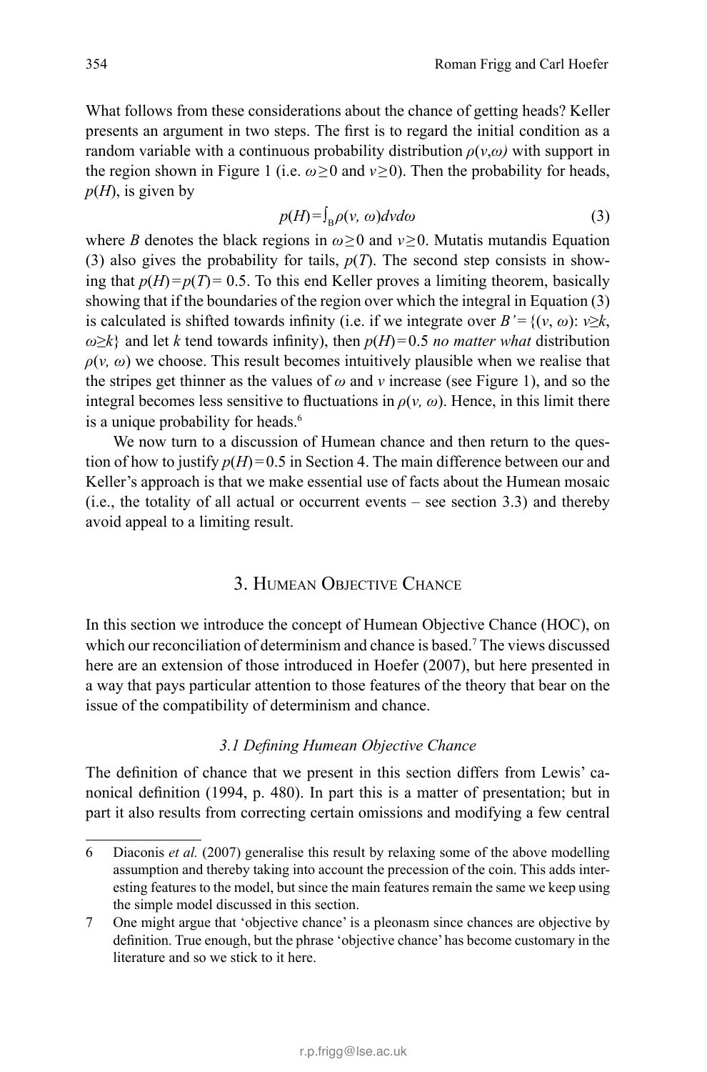What follows from these considerations about the chance of getting heads? Keller presents an argument in two steps. The first is to regard the initial condition as a random variable with a continuous probability distribution $\rho(v,\omega)$ with support in the region shown in Figure 1 (i.e. $\omega \geq 0$ and $v \geq 0$). Then the probability for heads, $p(H)$, is given by

$$p(H) = \int_B \rho(v, \omega) dv d\omega \tag{3}$$

where $B$ denotes the black regions in $\omega \geq 0$ and $v \geq 0$. Mutatis mutandis Equation (3) also gives the probability for tails, $p(T)$. The second step consists in showing that $p(H) = p(T) = 0.5$. To this end Keller proves a limiting theorem, basically showing that if the boundaries of the region over which the integral in Equation (3) is calculated is shifted towards infinity (i.e. if we integrate over $B' = \{(v, \omega): v \geq k, \omega \geq k\}$ and let $k$ tend towards infinity), then $p(H) = 0.5$ *no matter what* distribution $\rho(v, \omega)$ we choose. This result becomes intuitively plausible when we realise that the stripes get thinner as the values of $\omega$ and $v$ increase (see Figure 1), and so the integral becomes less sensitive to fluctuations in $\rho(v, \omega)$. Hence, in this limit there is a unique probability for heads.[6]

We now turn to a discussion of Humean chance and then return to the question of how to justify $p(H) = 0.5$ in Section 4. The main difference between our and Keller's approach is that we make essential use of facts about the Humean mosaic (i.e., the totality of all actual or occurrent events – see section 3.3) and thereby avoid appeal to a limiting result.

## 3. Humean Objective Chance

In this section we introduce the concept of Humean Objective Chance (HOC), on which our reconciliation of determinism and chance is based.[7] The views discussed here are an extension of those introduced in Hoefer (2007), but here presented in a way that pays particular attention to those features of the theory that bear on the issue of the compatibility of determinism and chance.

### *3.1 Defining Humean Objective Chance*

The definition of chance that we present in this section differs from Lewis' canonical definition (1994, p. 480). In part this is a matter of presentation; but in part it also results from correcting certain omissions and modifying a few central

---

6 Diaconis *et al.* (2007) generalise this result by relaxing some of the above modelling assumption and thereby taking into account the precession of the coin. This adds interesting features to the model, but since the main features remain the same we keep using the simple model discussed in this section.

7 One might argue that 'objective chance' is a pleonasm since chances are objective by definition. True enough, but the phrase 'objective chance' has become customary in the literature and so we stick to it here.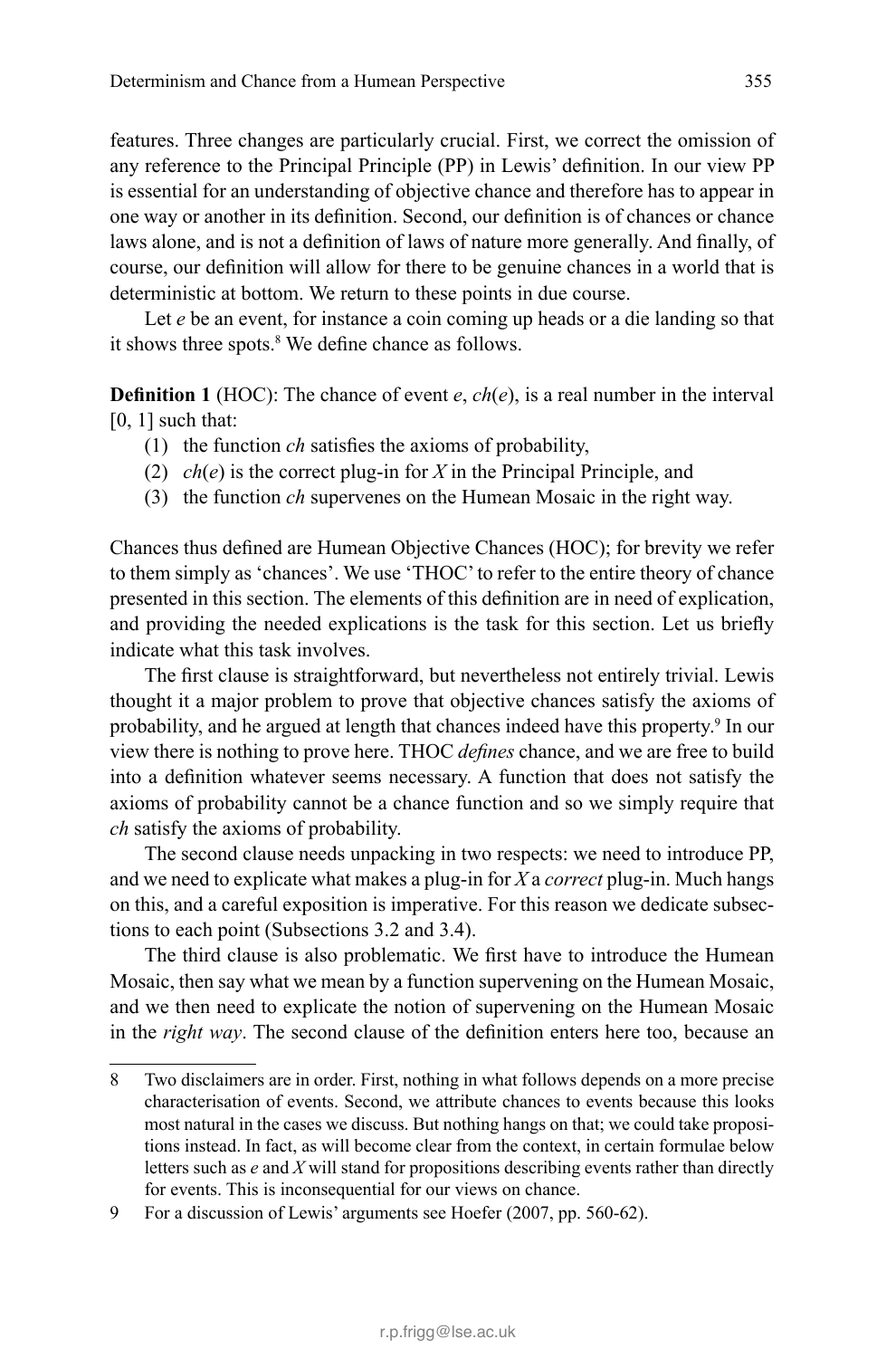features. Three changes are particularly crucial. First, we correct the omission of any reference to the Principal Principle (PP) in Lewis' definition. In our view PP is essential for an understanding of objective chance and therefore has to appear in one way or another in its definition. Second, our definition is of chances or chance laws alone, and is not a definition of laws of nature more generally. And finally, of course, our definition will allow for there to be genuine chances in a world that is deterministic at bottom. We return to these points in due course.

Let *e* be an event, for instance a coin coming up heads or a die landing so that it shows three spots.[8] We define chance as follows.

**Definition 1** (HOC): The chance of event *e*, *ch*(*e*), is a real number in the interval [0, 1] such that:

(1) the function *ch* satisfies the axioms of probability,
(2) *ch*(*e*) is the correct plug-in for *X* in the Principal Principle, and
(3) the function *ch* supervenes on the Humean Mosaic in the right way.

Chances thus defined are Humean Objective Chances (HOC); for brevity we refer to them simply as 'chances'. We use 'THOC' to refer to the entire theory of chance presented in this section. The elements of this definition are in need of explication, and providing the needed explications is the task for this section. Let us briefly indicate what this task involves.

The first clause is straightforward, but nevertheless not entirely trivial. Lewis thought it a major problem to prove that objective chances satisfy the axioms of probability, and he argued at length that chances indeed have this property.[9] In our view there is nothing to prove here. THOC *defines* chance, and we are free to build into a definition whatever seems necessary. A function that does not satisfy the axioms of probability cannot be a chance function and so we simply require that *ch* satisfy the axioms of probability.

The second clause needs unpacking in two respects: we need to introduce PP, and we need to explicate what makes a plug-in for *X* a *correct* plug-in. Much hangs on this, and a careful exposition is imperative. For this reason we dedicate subsections to each point (Subsections 3.2 and 3.4).

The third clause is also problematic. We first have to introduce the Humean Mosaic, then say what we mean by a function supervening on the Humean Mosaic, and we then need to explicate the notion of supervening on the Humean Mosaic in the *right way*. The second clause of the definition enters here too, because an

8 Two disclaimers are in order. First, nothing in what follows depends on a more precise characterisation of events. Second, we attribute chances to events because this looks most natural in the cases we discuss. But nothing hangs on that; we could take propositions instead. In fact, as will become clear from the context, in certain formulae below letters such as *e* and *X* will stand for propositions describing events rather than directly for events. This is inconsequential for our views on chance.

9 For a discussion of Lewis' arguments see Hoefer (2007, pp. 560-62).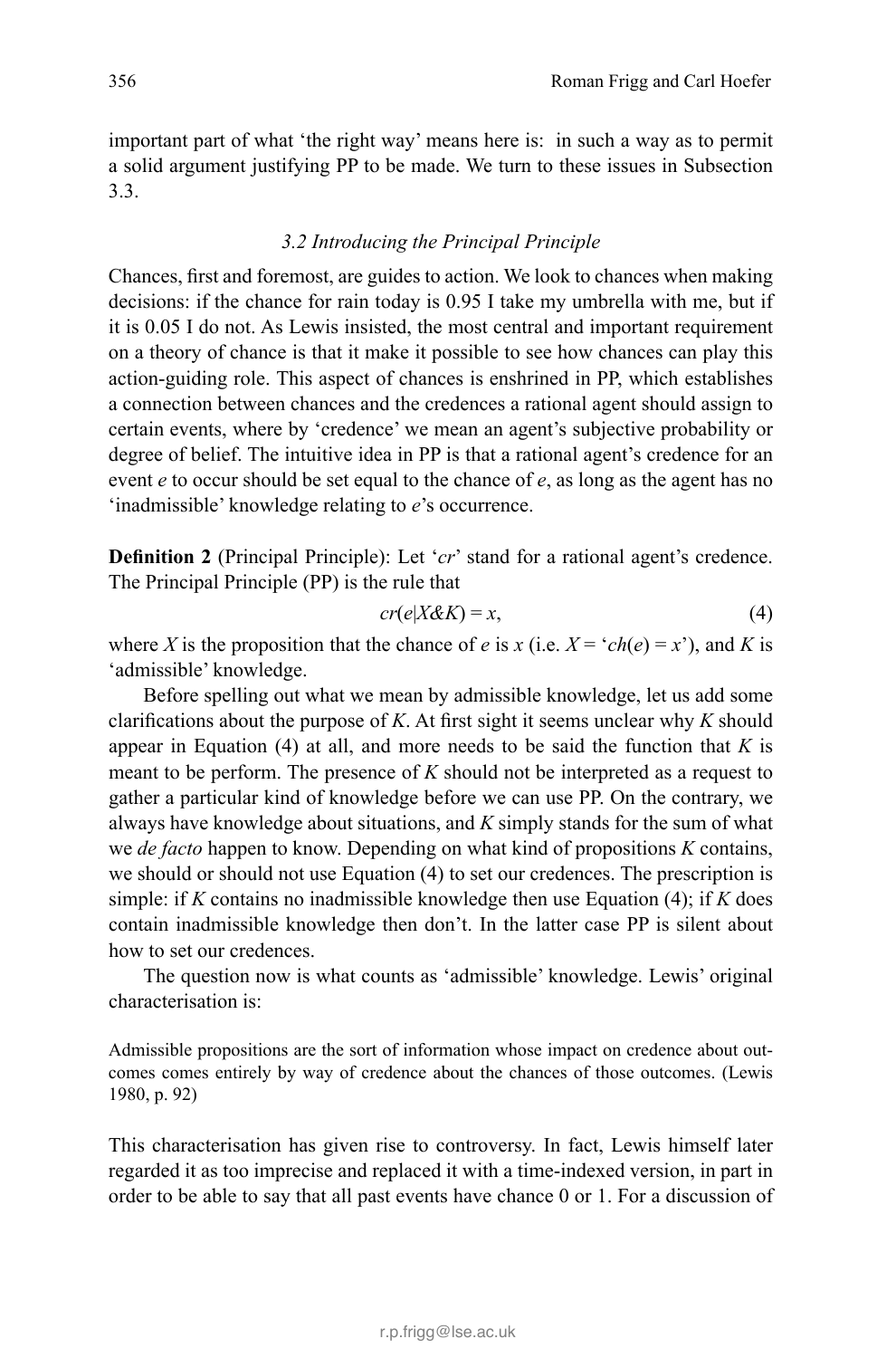important part of what 'the right way' means here is: in such a way as to permit a solid argument justifying PP to be made. We turn to these issues in Subsection 3.3.

### *3.2 Introducing the Principal Principle*

Chances, first and foremost, are guides to action. We look to chances when making decisions: if the chance for rain today is 0.95 I take my umbrella with me, but if it is 0.05 I do not. As Lewis insisted, the most central and important requirement on a theory of chance is that it make it possible to see how chances can play this action-guiding role. This aspect of chances is enshrined in PP, which establishes a connection between chances and the credences a rational agent should assign to certain events, where by 'credence' we mean an agent's subjective probability or degree of belief. The intuitive idea in PP is that a rational agent's credence for an event $e$ to occur should be set equal to the chance of $e$, as long as the agent has no 'inadmissible' knowledge relating to $e$'s occurrence.

**Definition 2** (Principal Principle): Let '$cr$' stand for a rational agent's credence. The Principal Principle (PP) is the rule that

$$cr(e|X\&K) = x, \tag{4}$$

where $X$ is the proposition that the chance of $e$ is $x$ (i.e. $X$ = '$ch(e) = x$'), and $K$ is 'admissible' knowledge.

Before spelling out what we mean by admissible knowledge, let us add some clarifications about the purpose of $K$. At first sight it seems unclear why $K$ should appear in Equation (4) at all, and more needs to be said the function that $K$ is meant to be perform. The presence of $K$ should not be interpreted as a request to gather a particular kind of knowledge before we can use PP. On the contrary, we always have knowledge about situations, and $K$ simply stands for the sum of what we *de facto* happen to know. Depending on what kind of propositions $K$ contains, we should or should not use Equation (4) to set our credences. The prescription is simple: if $K$ contains no inadmissible knowledge then use Equation (4); if $K$ does contain inadmissible knowledge then don't. In the latter case PP is silent about how to set our credences.

The question now is what counts as 'admissible' knowledge. Lewis' original characterisation is:

> Admissible propositions are the sort of information whose impact on credence about outcomes comes entirely by way of credence about the chances of those outcomes. (Lewis 1980, p. 92)

This characterisation has given rise to controversy. In fact, Lewis himself later regarded it as too imprecise and replaced it with a time-indexed version, in part in order to be able to say that all past events have chance 0 or 1. For a discussion of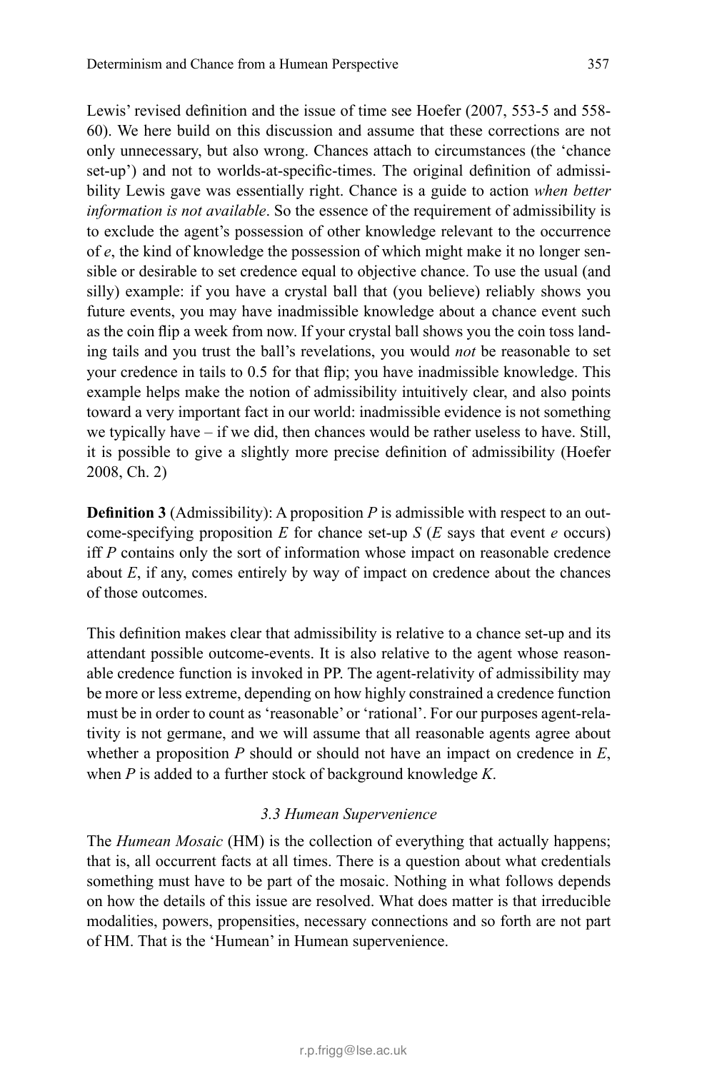Lewis' revised definition and the issue of time see Hoefer (2007, 553-5 and 558-60). We here build on this discussion and assume that these corrections are not only unnecessary, but also wrong. Chances attach to circumstances (the 'chance set-up') and not to worlds-at-specific-times. The original definition of admissibility Lewis gave was essentially right. Chance is a guide to action *when better information is not available*. So the essence of the requirement of admissibility is to exclude the agent's possession of other knowledge relevant to the occurrence of *e*, the kind of knowledge the possession of which might make it no longer sensible or desirable to set credence equal to objective chance. To use the usual (and silly) example: if you have a crystal ball that (you believe) reliably shows you future events, you may have inadmissible knowledge about a chance event such as the coin flip a week from now. If your crystal ball shows you the coin toss landing tails and you trust the ball's revelations, you would *not* be reasonable to set your credence in tails to 0.5 for that flip; you have inadmissible knowledge. This example helps make the notion of admissibility intuitively clear, and also points toward a very important fact in our world: inadmissible evidence is not something we typically have – if we did, then chances would be rather useless to have. Still, it is possible to give a slightly more precise definition of admissibility (Hoefer 2008, Ch. 2)

**Definition 3** (Admissibility): A proposition *P* is admissible with respect to an outcome-specifying proposition *E* for chance set-up *S* (*E* says that event *e* occurs) iff *P* contains only the sort of information whose impact on reasonable credence about *E*, if any, comes entirely by way of impact on credence about the chances of those outcomes.

This definition makes clear that admissibility is relative to a chance set-up and its attendant possible outcome-events. It is also relative to the agent whose reasonable credence function is invoked in PP. The agent-relativity of admissibility may be more or less extreme, depending on how highly constrained a credence function must be in order to count as 'reasonable' or 'rational'. For our purposes agent-relativity is not germane, and we will assume that all reasonable agents agree about whether a proposition *P* should or should not have an impact on credence in *E*, when *P* is added to a further stock of background knowledge *K*.

### *3.3 Humean Supervenience*

The *Humean Mosaic* (HM) is the collection of everything that actually happens; that is, all occurrent facts at all times. There is a question about what credentials something must have to be part of the mosaic. Nothing in what follows depends on how the details of this issue are resolved. What does matter is that irreducible modalities, powers, propensities, necessary connections and so forth are not part of HM. That is the 'Humean' in Humean supervenience.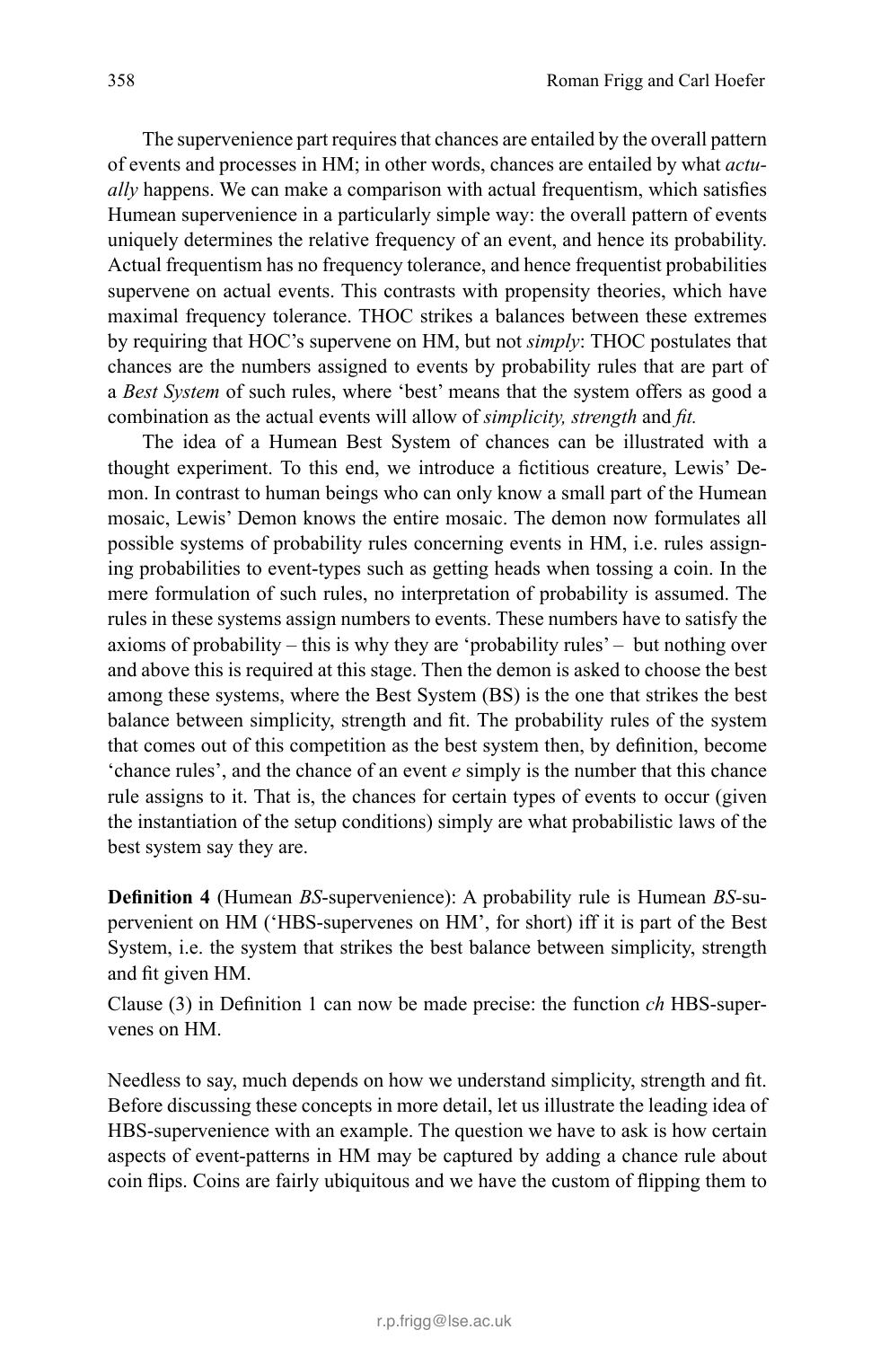The supervenience part requires that chances are entailed by the overall pattern of events and processes in HM; in other words, chances are entailed by what *actually* happens. We can make a comparison with actual frequentism, which satisfies Humean supervenience in a particularly simple way: the overall pattern of events uniquely determines the relative frequency of an event, and hence its probability. Actual frequentism has no frequency tolerance, and hence frequentist probabilities supervene on actual events. This contrasts with propensity theories, which have maximal frequency tolerance. THOC strikes a balances between these extremes by requiring that HOC's supervene on HM, but not *simply*: THOC postulates that chances are the numbers assigned to events by probability rules that are part of a *Best System* of such rules, where 'best' means that the system offers as good a combination as the actual events will allow of *simplicity, strength* and *fit.*

The idea of a Humean Best System of chances can be illustrated with a thought experiment. To this end, we introduce a fictitious creature, Lewis' Demon. In contrast to human beings who can only know a small part of the Humean mosaic, Lewis' Demon knows the entire mosaic. The demon now formulates all possible systems of probability rules concerning events in HM, i.e. rules assigning probabilities to event-types such as getting heads when tossing a coin. In the mere formulation of such rules, no interpretation of probability is assumed. The rules in these systems assign numbers to events. These numbers have to satisfy the axioms of probability – this is why they are 'probability rules' – but nothing over and above this is required at this stage. Then the demon is asked to choose the best among these systems, where the Best System (BS) is the one that strikes the best balance between simplicity, strength and fit. The probability rules of the system that comes out of this competition as the best system then, by definition, become 'chance rules', and the chance of an event $e$ simply is the number that this chance rule assigns to it. That is, the chances for certain types of events to occur (given the instantiation of the setup conditions) simply are what probabilistic laws of the best system say they are.

**Definition 4** (Humean *BS*-supervenience): A probability rule is Humean *BS*-supervenient on HM ('HBS-supervenes on HM', for short) iff it is part of the Best System, i.e. the system that strikes the best balance between simplicity, strength and fit given HM.

Clause (3) in Definition 1 can now be made precise: the function *ch* HBS-supervenes on HM.

Needless to say, much depends on how we understand simplicity, strength and fit. Before discussing these concepts in more detail, let us illustrate the leading idea of HBS-supervenience with an example. The question we have to ask is how certain aspects of event-patterns in HM may be captured by adding a chance rule about coin flips. Coins are fairly ubiquitous and we have the custom of flipping them to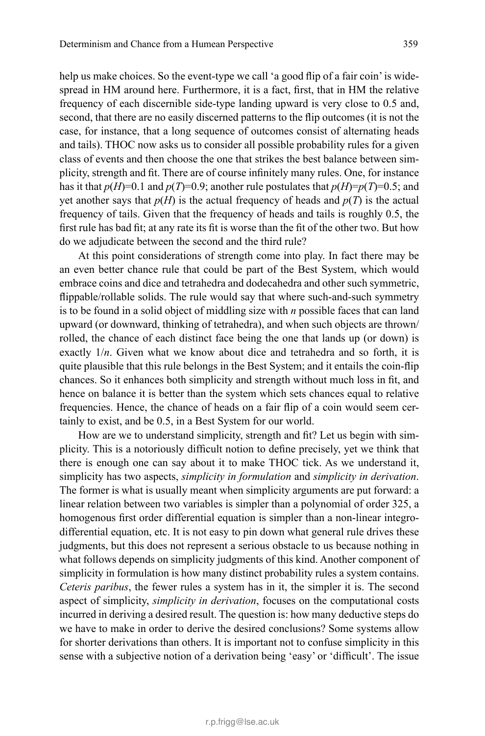help us make choices. So the event-type we call 'a good flip of a fair coin' is widespread in HM around here. Furthermore, it is a fact, first, that in HM the relative frequency of each discernible side-type landing upward is very close to 0.5 and, second, that there are no easily discerned patterns to the flip outcomes (it is not the case, for instance, that a long sequence of outcomes consist of alternating heads and tails). THOC now asks us to consider all possible probability rules for a given class of events and then choose the one that strikes the best balance between simplicity, strength and fit. There are of course infinitely many rules. One, for instance has it that $p(H)=0.1$ and $p(T)=0.9$; another rule postulates that $p(H)=p(T)=0.5$; and yet another says that $p(H)$ is the actual frequency of heads and $p(T)$ is the actual frequency of tails. Given that the frequency of heads and tails is roughly 0.5, the first rule has bad fit; at any rate its fit is worse than the fit of the other two. But how do we adjudicate between the second and the third rule?

At this point considerations of strength come into play. In fact there may be an even better chance rule that could be part of the Best System, which would embrace coins and dice and tetrahedra and dodecahedra and other such symmetric, flippable/rollable solids. The rule would say that where such-and-such symmetry is to be found in a solid object of middling size with $n$ possible faces that can land upward (or downward, thinking of tetrahedra), and when such objects are thrown/rolled, the chance of each distinct face being the one that lands up (or down) is exactly $1/n$. Given what we know about dice and tetrahedra and so forth, it is quite plausible that this rule belongs in the Best System; and it entails the coin-flip chances. So it enhances both simplicity and strength without much loss in fit, and hence on balance it is better than the system which sets chances equal to relative frequencies. Hence, the chance of heads on a fair flip of a coin would seem certainly to exist, and be 0.5, in a Best System for our world.

How are we to understand simplicity, strength and fit? Let us begin with simplicity. This is a notoriously difficult notion to define precisely, yet we think that there is enough one can say about it to make THOC tick. As we understand it, simplicity has two aspects, *simplicity in formulation* and *simplicity in derivation*. The former is what is usually meant when simplicity arguments are put forward: a linear relation between two variables is simpler than a polynomial of order 325, a homogenous first order differential equation is simpler than a non-linear integro-differential equation, etc. It is not easy to pin down what general rule drives these judgments, but this does not represent a serious obstacle to us because nothing in what follows depends on simplicity judgments of this kind. Another component of simplicity in formulation is how many distinct probability rules a system contains. *Ceteris paribus*, the fewer rules a system has in it, the simpler it is. The second aspect of simplicity, *simplicity in derivation*, focuses on the computational costs incurred in deriving a desired result. The question is: how many deductive steps do we have to make in order to derive the desired conclusions? Some systems allow for shorter derivations than others. It is important not to confuse simplicity in this sense with a subjective notion of a derivation being 'easy' or 'difficult'. The issue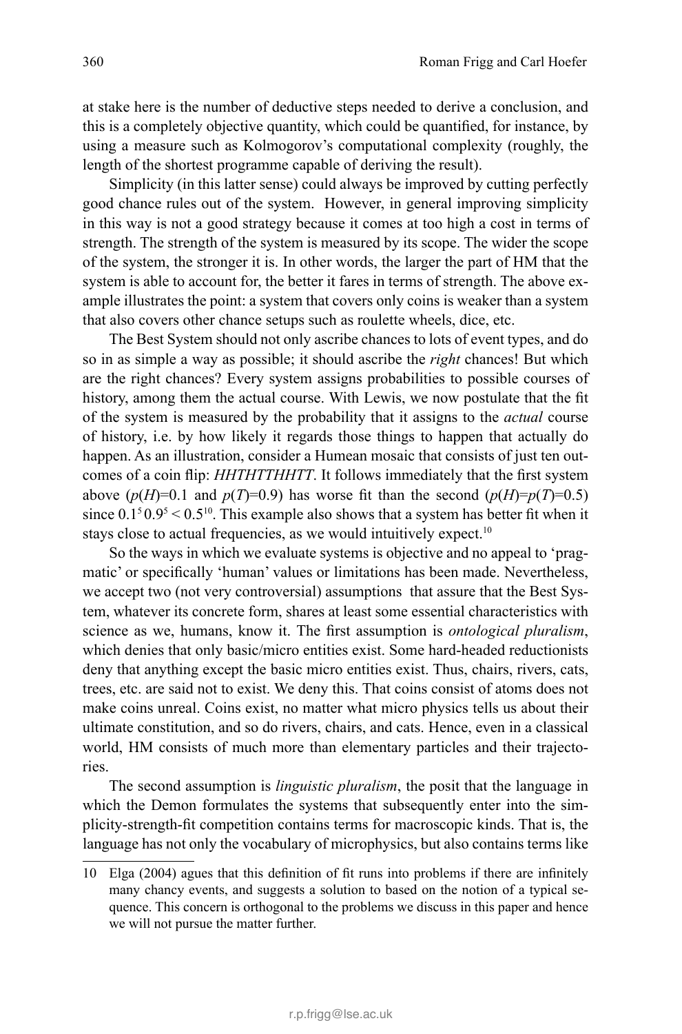at stake here is the number of deductive steps needed to derive a conclusion, and this is a completely objective quantity, which could be quantified, for instance, by using a measure such as Kolmogorov's computational complexity (roughly, the length of the shortest programme capable of deriving the result).

Simplicity (in this latter sense) could always be improved by cutting perfectly good chance rules out of the system. However, in general improving simplicity in this way is not a good strategy because it comes at too high a cost in terms of strength. The strength of the system is measured by its scope. The wider the scope of the system, the stronger it is. In other words, the larger the part of HM that the system is able to account for, the better it fares in terms of strength. The above example illustrates the point: a system that covers only coins is weaker than a system that also covers other chance setups such as roulette wheels, dice, etc.

The Best System should not only ascribe chances to lots of event types, and do so in as simple a way as possible; it should ascribe the *right* chances! But which are the right chances? Every system assigns probabilities to possible courses of history, among them the actual course. With Lewis, we now postulate that the fit of the system is measured by the probability that it assigns to the *actual* course of history, i.e. by how likely it regards those things to happen that actually do happen. As an illustration, consider a Humean mosaic that consists of just ten outcomes of a coin flip: *HHTHTTHHTT*. It follows immediately that the first system above ($p(H)=0.1$ and $p(T)=0.9$) has worse fit than the second ($p(H)=p(T)=0.5$) since $0.1^5\,0.9^5 < 0.5^{10}$. This example also shows that a system has better fit when it stays close to actual frequencies, as we would intuitively expect.[10]

So the ways in which we evaluate systems is objective and no appeal to 'pragmatic' or specifically 'human' values or limitations has been made. Nevertheless, we accept two (not very controversial) assumptions that assure that the Best System, whatever its concrete form, shares at least some essential characteristics with science as we, humans, know it. The first assumption is *ontological pluralism*, which denies that only basic/micro entities exist. Some hard-headed reductionists deny that anything except the basic micro entities exist. Thus, chairs, rivers, cats, trees, etc. are said not to exist. We deny this. That coins consist of atoms does not make coins unreal. Coins exist, no matter what micro physics tells us about their ultimate constitution, and so do rivers, chairs, and cats. Hence, even in a classical world, HM consists of much more than elementary particles and their trajectories.

The second assumption is *linguistic pluralism*, the posit that the language in which the Demon formulates the systems that subsequently enter into the simplicity-strength-fit competition contains terms for macroscopic kinds. That is, the language has not only the vocabulary of microphysics, but also contains terms like

---

10 Elga (2004) agues that this definition of fit runs into problems if there are infinitely many chancy events, and suggests a solution to based on the notion of a typical sequence. This concern is orthogonal to the problems we discuss in this paper and hence we will not pursue the matter further.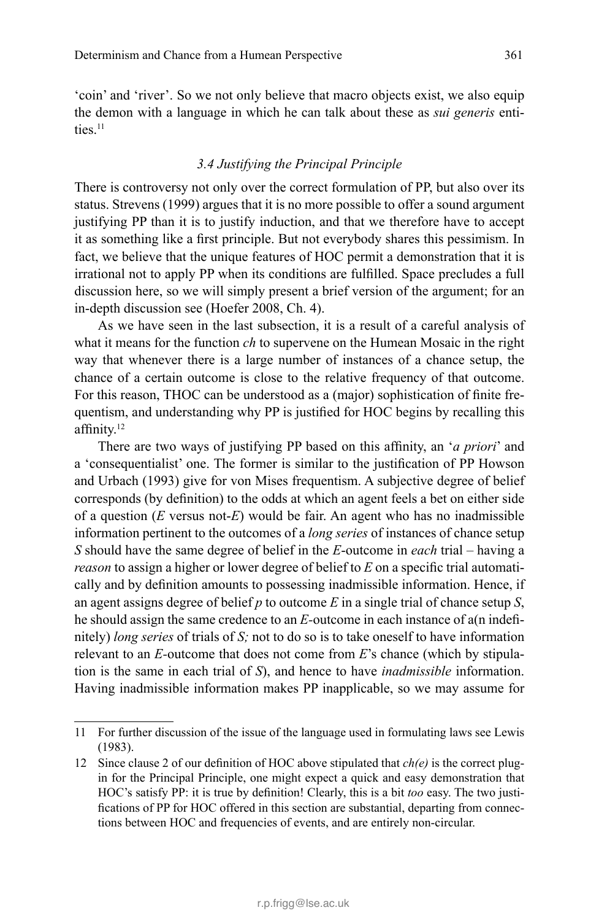'coin' and 'river'. So we not only believe that macro objects exist, we also equip the demon with a language in which he can talk about these as *sui generis* entities.[11]

### *3.4 Justifying the Principal Principle*

There is controversy not only over the correct formulation of PP, but also over its status. Strevens (1999) argues that it is no more possible to offer a sound argument justifying PP than it is to justify induction, and that we therefore have to accept it as something like a first principle. But not everybody shares this pessimism. In fact, we believe that the unique features of HOC permit a demonstration that it is irrational not to apply PP when its conditions are fulfilled. Space precludes a full discussion here, so we will simply present a brief version of the argument; for an in-depth discussion see (Hoefer 2008, Ch. 4).

As we have seen in the last subsection, it is a result of a careful analysis of what it means for the function *ch* to supervene on the Humean Mosaic in the right way that whenever there is a large number of instances of a chance setup, the chance of a certain outcome is close to the relative frequency of that outcome. For this reason, THOC can be understood as a (major) sophistication of finite frequentism, and understanding why PP is justified for HOC begins by recalling this affinity.[12]

There are two ways of justifying PP based on this affinity, an '*a priori*' and a 'consequentialist' one. The former is similar to the justification of PP Howson and Urbach (1993) give for von Mises frequentism. A subjective degree of belief corresponds (by definition) to the odds at which an agent feels a bet on either side of a question (*E* versus not-*E*) would be fair. An agent who has no inadmissible information pertinent to the outcomes of a *long series* of instances of chance setup *S* should have the same degree of belief in the *E*-outcome in *each* trial – having a *reason* to assign a higher or lower degree of belief to *E* on a specific trial automatically and by definition amounts to possessing inadmissible information. Hence, if an agent assigns degree of belief *p* to outcome *E* in a single trial of chance setup *S*, he should assign the same credence to an *E*-outcome in each instance of a(n indefinitely) *long series* of trials of *S;* not to do so is to take oneself to have information relevant to an *E*-outcome that does not come from *E*'s chance (which by stipulation is the same in each trial of *S*), and hence to have *inadmissible* information. Having inadmissible information makes PP inapplicable, so we may assume for

---

11 For further discussion of the issue of the language used in formulating laws see Lewis (1983).

12 Since clause 2 of our definition of HOC above stipulated that *ch(e)* is the correct plug-in for the Principal Principle, one might expect a quick and easy demonstration that HOC's satisfy PP: it is true by definition! Clearly, this is a bit *too* easy. The two justifications of PP for HOC offered in this section are substantial, departing from connections between HOC and frequencies of events, and are entirely non-circular.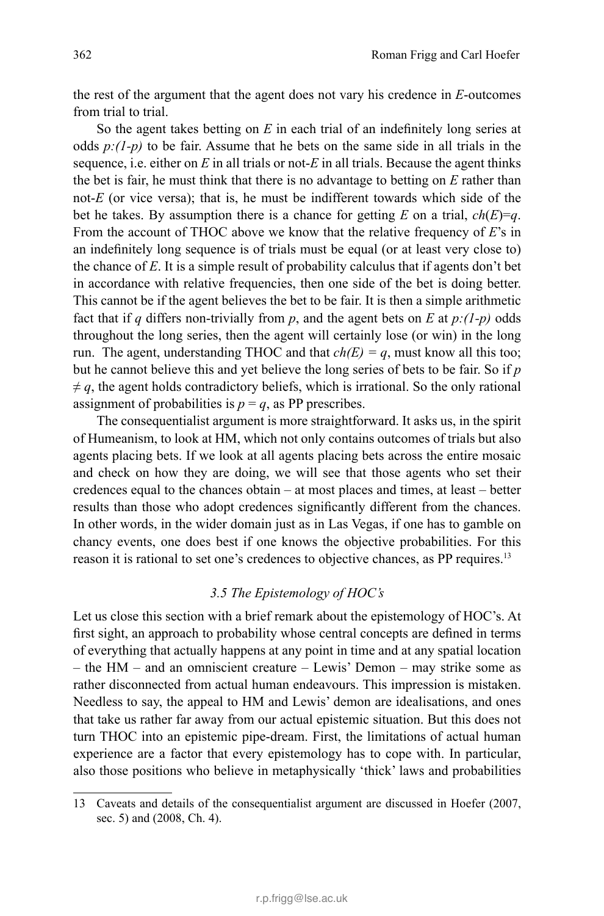the rest of the argument that the agent does not vary his credence in *E*-outcomes from trial to trial.

So the agent takes betting on *E* in each trial of an indefinitely long series at odds $p:(1\text{-}p)$ to be fair. Assume that he bets on the same side in all trials in the sequence, i.e. either on *E* in all trials or not-*E* in all trials. Because the agent thinks the bet is fair, he must think that there is no advantage to betting on *E* rather than not-*E* (or vice versa); that is, he must be indifferent towards which side of the bet he takes. By assumption there is a chance for getting *E* on a trial, $ch(E)=q$. From the account of THOC above we know that the relative frequency of *E*'s in an indefinitely long sequence is of trials must be equal (or at least very close to) the chance of *E*. It is a simple result of probability calculus that if agents don't bet in accordance with relative frequencies, then one side of the bet is doing better. This cannot be if the agent believes the bet to be fair. It is then a simple arithmetic fact that if *q* differs non-trivially from *p*, and the agent bets on *E* at $p:(1\text{-}p)$ odds throughout the long series, then the agent will certainly lose (or win) in the long run. The agent, understanding THOC and that $ch(E) = q$, must know all this too; but he cannot believe this and yet believe the long series of bets to be fair. So if $p \neq q$, the agent holds contradictory beliefs, which is irrational. So the only rational assignment of probabilities is $p = q$, as PP prescribes.

The consequentialist argument is more straightforward. It asks us, in the spirit of Humeanism, to look at HM, which not only contains outcomes of trials but also agents placing bets. If we look at all agents placing bets across the entire mosaic and check on how they are doing, we will see that those agents who set their credences equal to the chances obtain – at most places and times, at least – better results than those who adopt credences significantly different from the chances. In other words, in the wider domain just as in Las Vegas, if one has to gamble on chancy events, one does best if one knows the objective probabilities. For this reason it is rational to set one's credences to objective chances, as PP requires.[13]

### *3.5 The Epistemology of HOC's*

Let us close this section with a brief remark about the epistemology of HOC's. At first sight, an approach to probability whose central concepts are defined in terms of everything that actually happens at any point in time and at any spatial location – the HM – and an omniscient creature – Lewis' Demon – may strike some as rather disconnected from actual human endeavours. This impression is mistaken. Needless to say, the appeal to HM and Lewis' demon are idealisations, and ones that take us rather far away from our actual epistemic situation. But this does not turn THOC into an epistemic pipe-dream. First, the limitations of actual human experience are a factor that every epistemology has to cope with. In particular, also those positions who believe in metaphysically 'thick' laws and probabilities

13 Caveats and details of the consequentialist argument are discussed in Hoefer (2007, sec. 5) and (2008, Ch. 4).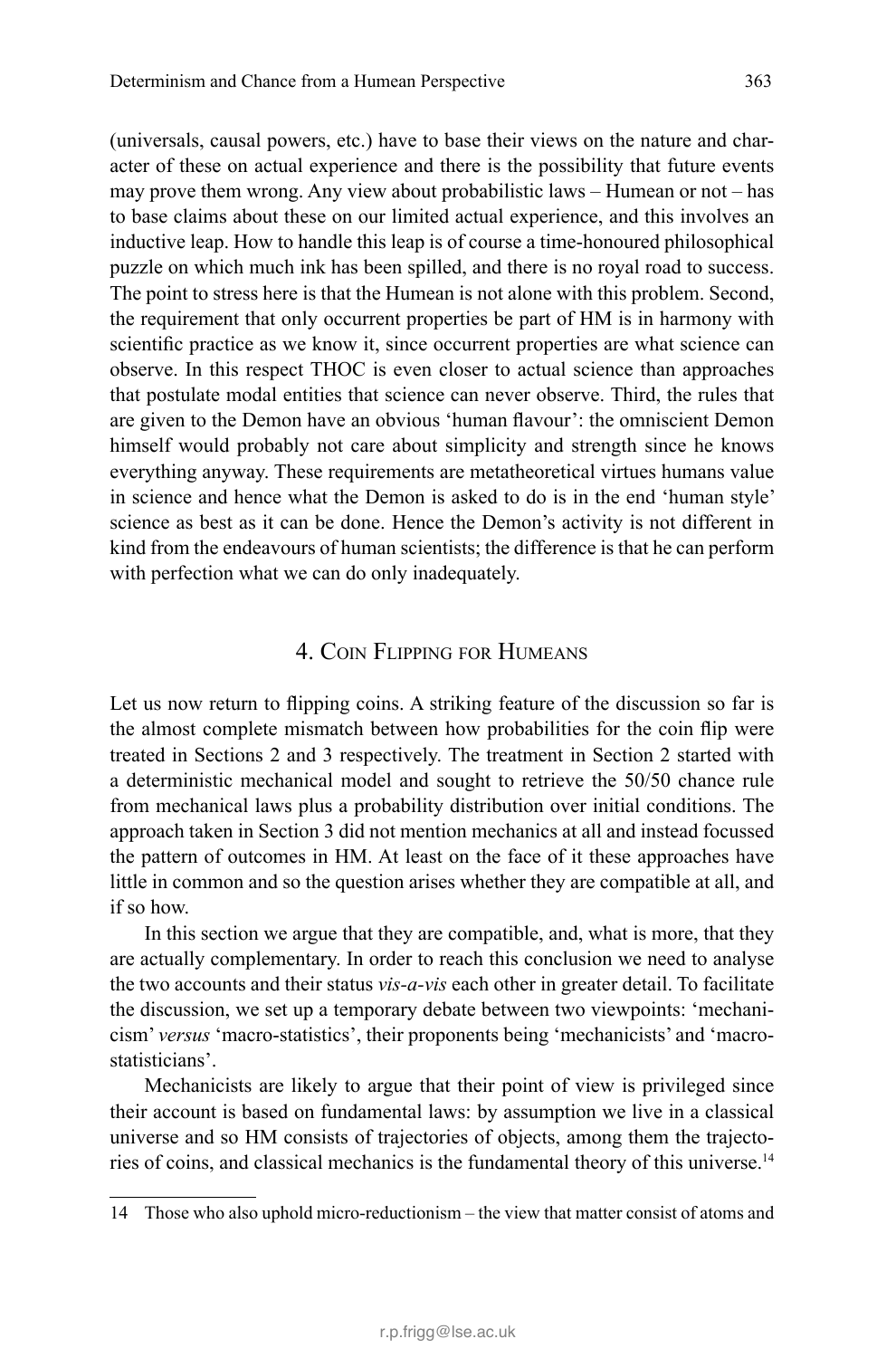(universals, causal powers, etc.) have to base their views on the nature and character of these on actual experience and there is the possibility that future events may prove them wrong. Any view about probabilistic laws – Humean or not – has to base claims about these on our limited actual experience, and this involves an inductive leap. How to handle this leap is of course a time-honoured philosophical puzzle on which much ink has been spilled, and there is no royal road to success. The point to stress here is that the Humean is not alone with this problem. Second, the requirement that only occurrent properties be part of HM is in harmony with scientific practice as we know it, since occurrent properties are what science can observe. In this respect THOC is even closer to actual science than approaches that postulate modal entities that science can never observe. Third, the rules that are given to the Demon have an obvious 'human flavour': the omniscient Demon himself would probably not care about simplicity and strength since he knows everything anyway. These requirements are metatheoretical virtues humans value in science and hence what the Demon is asked to do is in the end 'human style' science as best as it can be done. Hence the Demon's activity is not different in kind from the endeavours of human scientists; the difference is that he can perform with perfection what we can do only inadequately.

## 4. Coin Flipping for Humeans

Let us now return to flipping coins. A striking feature of the discussion so far is the almost complete mismatch between how probabilities for the coin flip were treated in Sections 2 and 3 respectively. The treatment in Section 2 started with a deterministic mechanical model and sought to retrieve the 50/50 chance rule from mechanical laws plus a probability distribution over initial conditions. The approach taken in Section 3 did not mention mechanics at all and instead focussed the pattern of outcomes in HM. At least on the face of it these approaches have little in common and so the question arises whether they are compatible at all, and if so how.

In this section we argue that they are compatible, and, what is more, that they are actually complementary. In order to reach this conclusion we need to analyse the two accounts and their status *vis-a-vis* each other in greater detail. To facilitate the discussion, we set up a temporary debate between two viewpoints: 'mechanicism' *versus* 'macro-statistics', their proponents being 'mechanicists' and 'macro-statisticians'.

Mechanicists are likely to argue that their point of view is privileged since their account is based on fundamental laws: by assumption we live in a classical universe and so HM consists of trajectories of objects, among them the trajectories of coins, and classical mechanics is the fundamental theory of this universe.[14]

---

14 Those who also uphold micro-reductionism – the view that matter consist of atoms and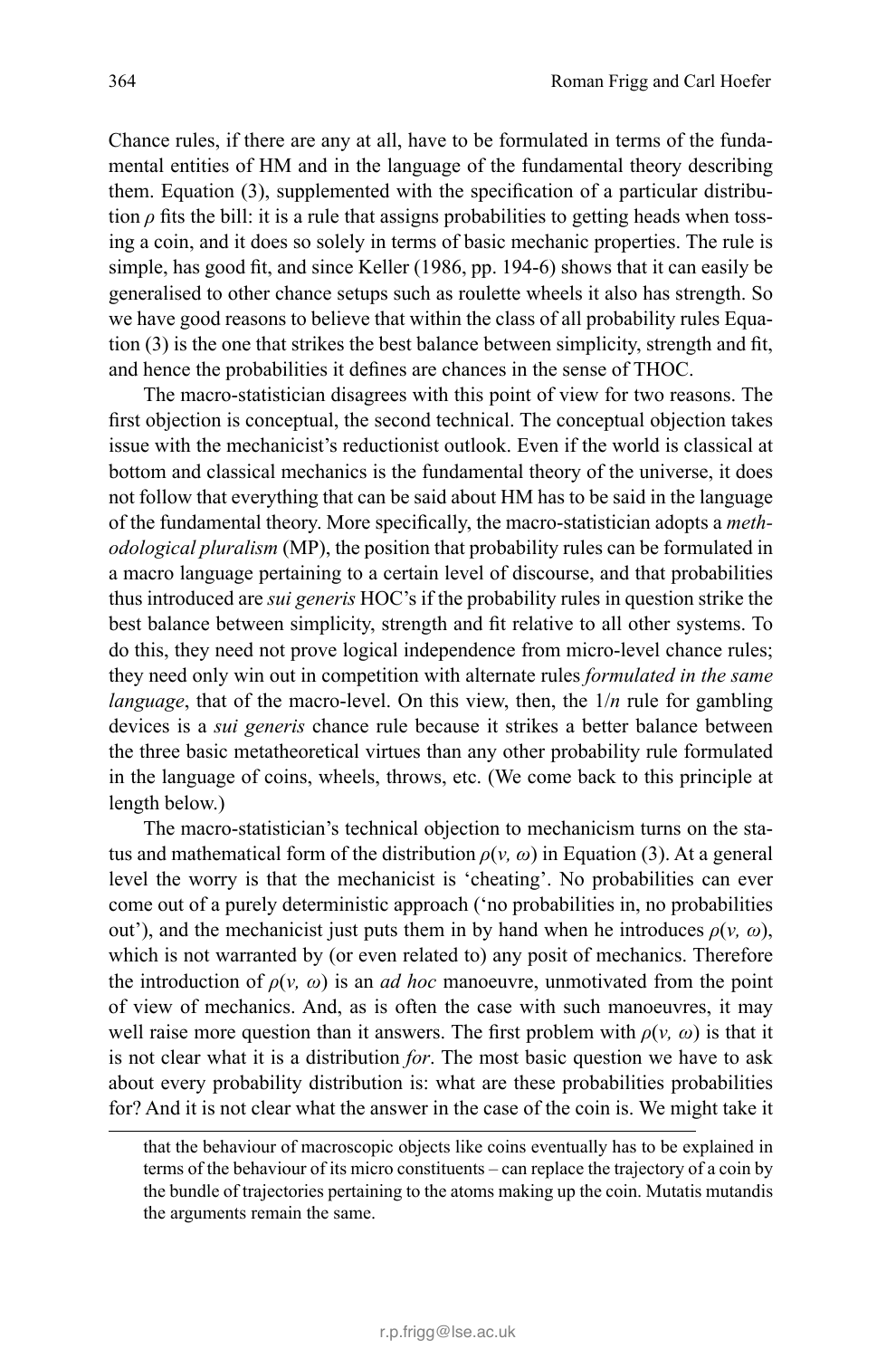Chance rules, if there are any at all, have to be formulated in terms of the fundamental entities of HM and in the language of the fundamental theory describing them. Equation (3), supplemented with the specification of a particular distribution $\rho$ fits the bill: it is a rule that assigns probabilities to getting heads when tossing a coin, and it does so solely in terms of basic mechanic properties. The rule is simple, has good fit, and since Keller (1986, pp. 194-6) shows that it can easily be generalised to other chance setups such as roulette wheels it also has strength. So we have good reasons to believe that within the class of all probability rules Equation (3) is the one that strikes the best balance between simplicity, strength and fit, and hence the probabilities it defines are chances in the sense of THOC.

The macro-statistician disagrees with this point of view for two reasons. The first objection is conceptual, the second technical. The conceptual objection takes issue with the mechanicist's reductionist outlook. Even if the world is classical at bottom and classical mechanics is the fundamental theory of the universe, it does not follow that everything that can be said about HM has to be said in the language of the fundamental theory. More specifically, the macro-statistician adopts a *methodological pluralism* (MP), the position that probability rules can be formulated in a macro language pertaining to a certain level of discourse, and that probabilities thus introduced are *sui generis* HOC's if the probability rules in question strike the best balance between simplicity, strength and fit relative to all other systems. To do this, they need not prove logical independence from micro-level chance rules; they need only win out in competition with alternate rules *formulated in the same language*, that of the macro-level. On this view, then, the $1/n$ rule for gambling devices is a *sui generis* chance rule because it strikes a better balance between the three basic metatheoretical virtues than any other probability rule formulated in the language of coins, wheels, throws, etc. (We come back to this principle at length below.)

The macro-statistician's technical objection to mechanicism turns on the status and mathematical form of the distribution $\rho(v, \omega)$ in Equation (3). At a general level the worry is that the mechanicist is 'cheating'. No probabilities can ever come out of a purely deterministic approach ('no probabilities in, no probabilities out'), and the mechanicist just puts them in by hand when he introduces $\rho(v, \omega)$, which is not warranted by (or even related to) any posit of mechanics. Therefore the introduction of $\rho(v, \omega)$ is an *ad hoc* manoeuvre, unmotivated from the point of view of mechanics. And, as is often the case with such manoeuvres, it may well raise more question than it answers. The first problem with $\rho(v, \omega)$ is that it is not clear what it is a distribution *for*. The most basic question we have to ask about every probability distribution is: what are these probabilities probabilities for? And it is not clear what the answer in the case of the coin is. We might take it

that the behaviour of macroscopic objects like coins eventually has to be explained in terms of the behaviour of its micro constituents – can replace the trajectory of a coin by the bundle of trajectories pertaining to the atoms making up the coin. Mutatis mutandis the arguments remain the same.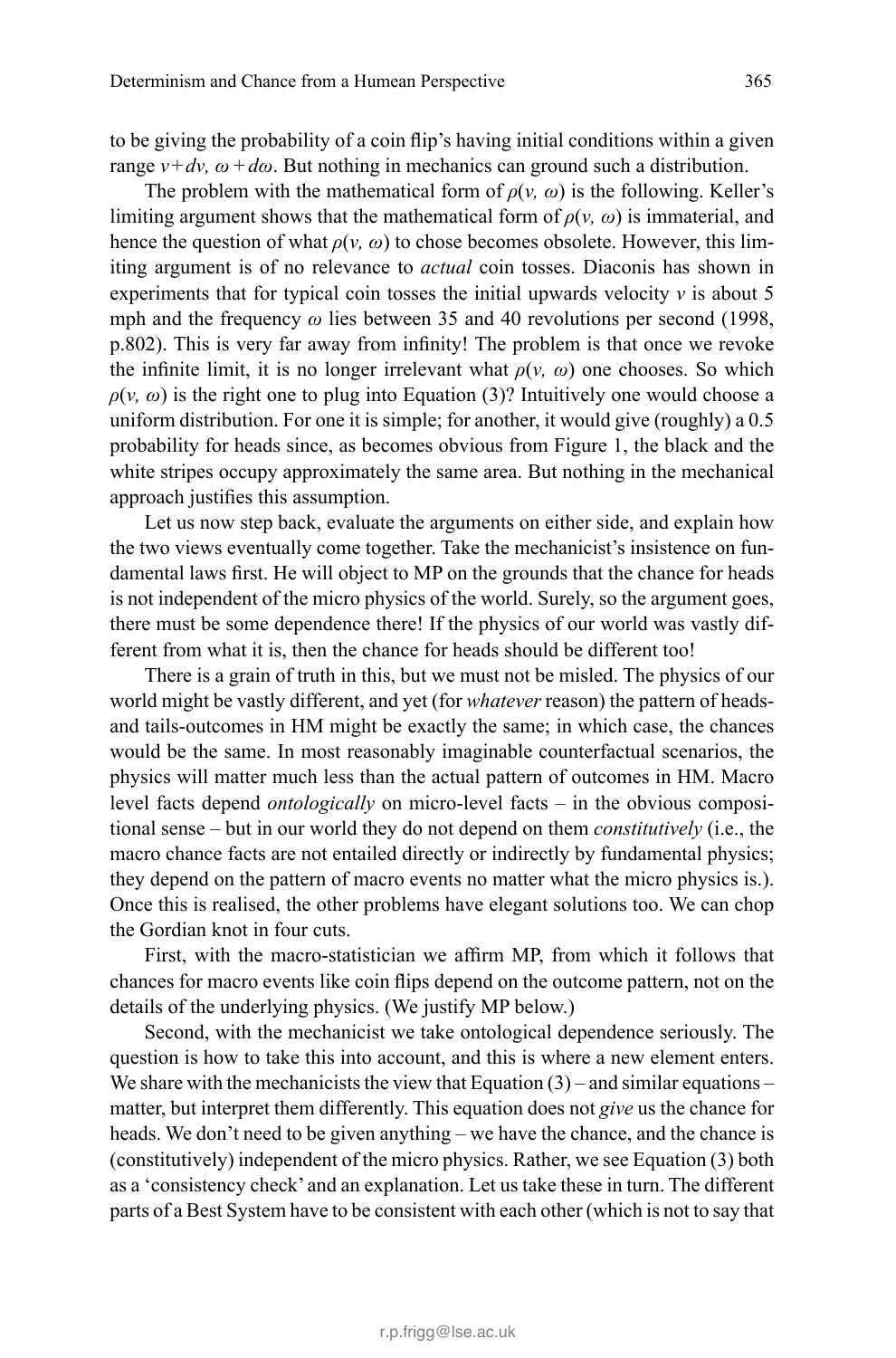to be giving the probability of a coin flip's having initial conditions within a given range $v + dv$, $\omega + d\omega$. But nothing in mechanics can ground such a distribution.

The problem with the mathematical form of $\rho(v, \omega)$ is the following. Keller's limiting argument shows that the mathematical form of $\rho(v, \omega)$ is immaterial, and hence the question of what $\rho(v, \omega)$ to chose becomes obsolete. However, this limiting argument is of no relevance to *actual* coin tosses. Diaconis has shown in experiments that for typical coin tosses the initial upwards velocity $v$ is about 5 mph and the frequency $\omega$ lies between 35 and 40 revolutions per second (1998, p.802). This is very far away from infinity! The problem is that once we revoke the infinite limit, it is no longer irrelevant what $\rho(v, \omega)$ one chooses. So which $\rho(v, \omega)$ is the right one to plug into Equation (3)? Intuitively one would choose a uniform distribution. For one it is simple; for another, it would give (roughly) a 0.5 probability for heads since, as becomes obvious from Figure 1, the black and the white stripes occupy approximately the same area. But nothing in the mechanical approach justifies this assumption.

Let us now step back, evaluate the arguments on either side, and explain how the two views eventually come together. Take the mechanicist's insistence on fundamental laws first. He will object to MP on the grounds that the chance for heads is not independent of the micro physics of the world. Surely, so the argument goes, there must be some dependence there! If the physics of our world was vastly different from what it is, then the chance for heads should be different too!

There is a grain of truth in this, but we must not be misled. The physics of our world might be vastly different, and yet (for *whatever* reason) the pattern of heads- and tails-outcomes in HM might be exactly the same; in which case, the chances would be the same. In most reasonably imaginable counterfactual scenarios, the physics will matter much less than the actual pattern of outcomes in HM. Macro level facts depend *ontologically* on micro-level facts – in the obvious compositional sense – but in our world they do not depend on them *constitutively* (i.e., the macro chance facts are not entailed directly or indirectly by fundamental physics; they depend on the pattern of macro events no matter what the micro physics is.). Once this is realised, the other problems have elegant solutions too. We can chop the Gordian knot in four cuts.

First, with the macro-statistician we affirm MP, from which it follows that chances for macro events like coin flips depend on the outcome pattern, not on the details of the underlying physics. (We justify MP below.)

Second, with the mechanicist we take ontological dependence seriously. The question is how to take this into account, and this is where a new element enters. We share with the mechanicists the view that Equation (3) – and similar equations – matter, but interpret them differently. This equation does not *give* us the chance for heads. We don't need to be given anything – we have the chance, and the chance is (constitutively) independent of the micro physics. Rather, we see Equation (3) both as a 'consistency check' and an explanation. Let us take these in turn. The different parts of a Best System have to be consistent with each other (which is not to say that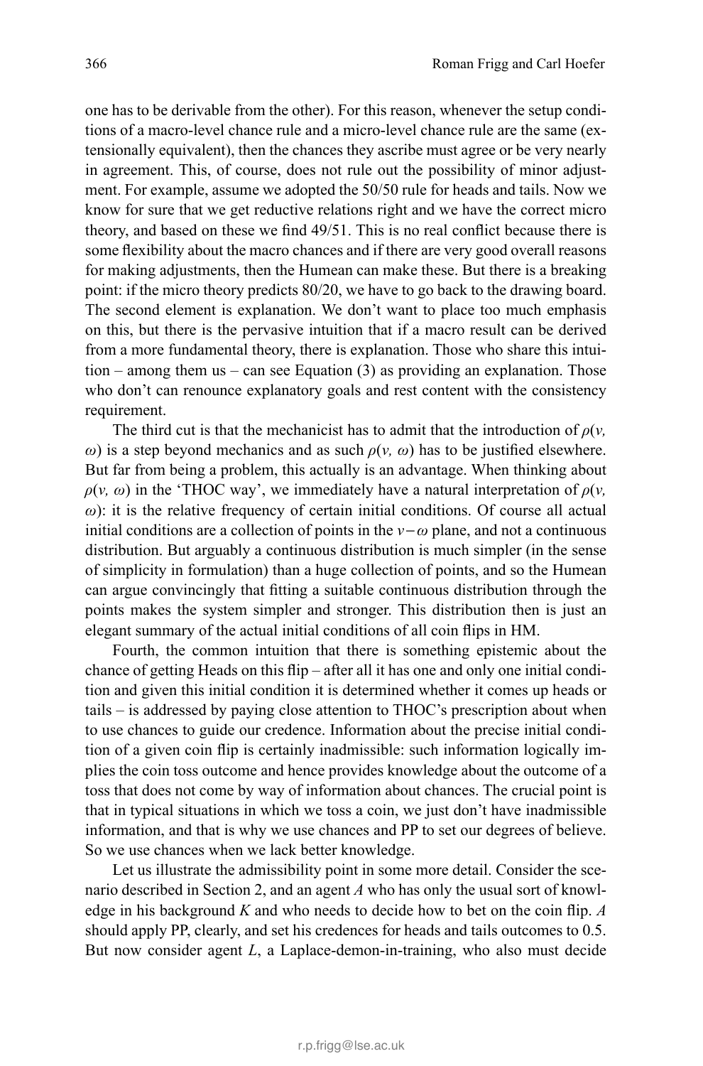one has to be derivable from the other). For this reason, whenever the setup conditions of a macro-level chance rule and a micro-level chance rule are the same (extensionally equivalent), then the chances they ascribe must agree or be very nearly in agreement. This, of course, does not rule out the possibility of minor adjustment. For example, assume we adopted the 50/50 rule for heads and tails. Now we know for sure that we get reductive relations right and we have the correct micro theory, and based on these we find 49/51. This is no real conflict because there is some flexibility about the macro chances and if there are very good overall reasons for making adjustments, then the Humean can make these. But there is a breaking point: if the micro theory predicts 80/20, we have to go back to the drawing board. The second element is explanation. We don't want to place too much emphasis on this, but there is the pervasive intuition that if a macro result can be derived from a more fundamental theory, there is explanation. Those who share this intuition – among them us – can see Equation (3) as providing an explanation. Those who don't can renounce explanatory goals and rest content with the consistency requirement.

The third cut is that the mechanicist has to admit that the introduction of $\rho(v, \omega)$ is a step beyond mechanics and as such $\rho(v, \omega)$ has to be justified elsewhere. But far from being a problem, this actually is an advantage. When thinking about $\rho(v, \omega)$ in the 'THOC way', we immediately have a natural interpretation of $\rho(v, \omega)$: it is the relative frequency of certain initial conditions. Of course all actual initial conditions are a collection of points in the $v - \omega$ plane, and not a continuous distribution. But arguably a continuous distribution is much simpler (in the sense of simplicity in formulation) than a huge collection of points, and so the Humean can argue convincingly that fitting a suitable continuous distribution through the points makes the system simpler and stronger. This distribution then is just an elegant summary of the actual initial conditions of all coin flips in HM.

Fourth, the common intuition that there is something epistemic about the chance of getting Heads on this flip – after all it has one and only one initial condition and given this initial condition it is determined whether it comes up heads or tails – is addressed by paying close attention to THOC's prescription about when to use chances to guide our credence. Information about the precise initial condition of a given coin flip is certainly inadmissible: such information logically implies the coin toss outcome and hence provides knowledge about the outcome of a toss that does not come by way of information about chances. The crucial point is that in typical situations in which we toss a coin, we just don't have inadmissible information, and that is why we use chances and PP to set our degrees of believe. So we use chances when we lack better knowledge.

Let us illustrate the admissibility point in some more detail. Consider the scenario described in Section 2, and an agent *A* who has only the usual sort of knowledge in his background *K* and who needs to decide how to bet on the coin flip. *A* should apply PP, clearly, and set his credences for heads and tails outcomes to 0.5. But now consider agent *L*, a Laplace-demon-in-training, who also must decide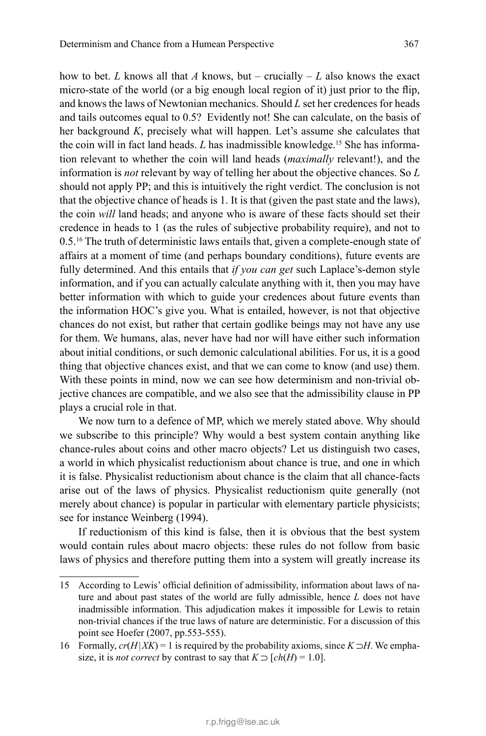how to bet. *L* knows all that *A* knows, but – crucially – *L* also knows the exact micro-state of the world (or a big enough local region of it) just prior to the flip, and knows the laws of Newtonian mechanics. Should *L* set her credences for heads and tails outcomes equal to 0.5? Evidently not! She can calculate, on the basis of her background *K*, precisely what will happen. Let's assume she calculates that the coin will in fact land heads. *L* has inadmissible knowledge.[15] She has information relevant to whether the coin will land heads (*maximally* relevant!), and the information is *not* relevant by way of telling her about the objective chances. So *L* should not apply PP; and this is intuitively the right verdict. The conclusion is not that the objective chance of heads is 1. It is that (given the past state and the laws), the coin *will* land heads; and anyone who is aware of these facts should set their credence in heads to 1 (as the rules of subjective probability require), and not to 0.5.[16] The truth of deterministic laws entails that, given a complete-enough state of affairs at a moment of time (and perhaps boundary conditions), future events are fully determined. And this entails that *if you can get* such Laplace's-demon style information, and if you can actually calculate anything with it, then you may have better information with which to guide your credences about future events than the information HOC's give you. What is entailed, however, is not that objective chances do not exist, but rather that certain godlike beings may not have any use for them. We humans, alas, never have had nor will have either such information about initial conditions, or such demonic calculational abilities. For us, it is a good thing that objective chances exist, and that we can come to know (and use) them. With these points in mind, now we can see how determinism and non-trivial objective chances are compatible, and we also see that the admissibility clause in PP plays a crucial role in that.

We now turn to a defence of MP, which we merely stated above. Why should we subscribe to this principle? Why would a best system contain anything like chance-rules about coins and other macro objects? Let us distinguish two cases, a world in which physicalist reductionism about chance is true, and one in which it is false. Physicalist reductionism about chance is the claim that all chance-facts arise out of the laws of physics. Physicalist reductionism quite generally (not merely about chance) is popular in particular with elementary particle physicists; see for instance Weinberg (1994).

If reductionism of this kind is false, then it is obvious that the best system would contain rules about macro objects: these rules do not follow from basic laws of physics and therefore putting them into a system will greatly increase its

---

15 According to Lewis' official definition of admissibility, information about laws of nature and about past states of the world are fully admissible, hence *L* does not have inadmissible information. This adjudication makes it impossible for Lewis to retain non-trivial chances if the true laws of nature are deterministic. For a discussion of this point see Hoefer (2007, pp.553-555).

16 Formally, $cr(H|XK) = 1$ is required by the probability axioms, since $K \supset H$. We emphasize, it is *not correct* by contrast to say that $K \supset [ch(H) = 1.0]$.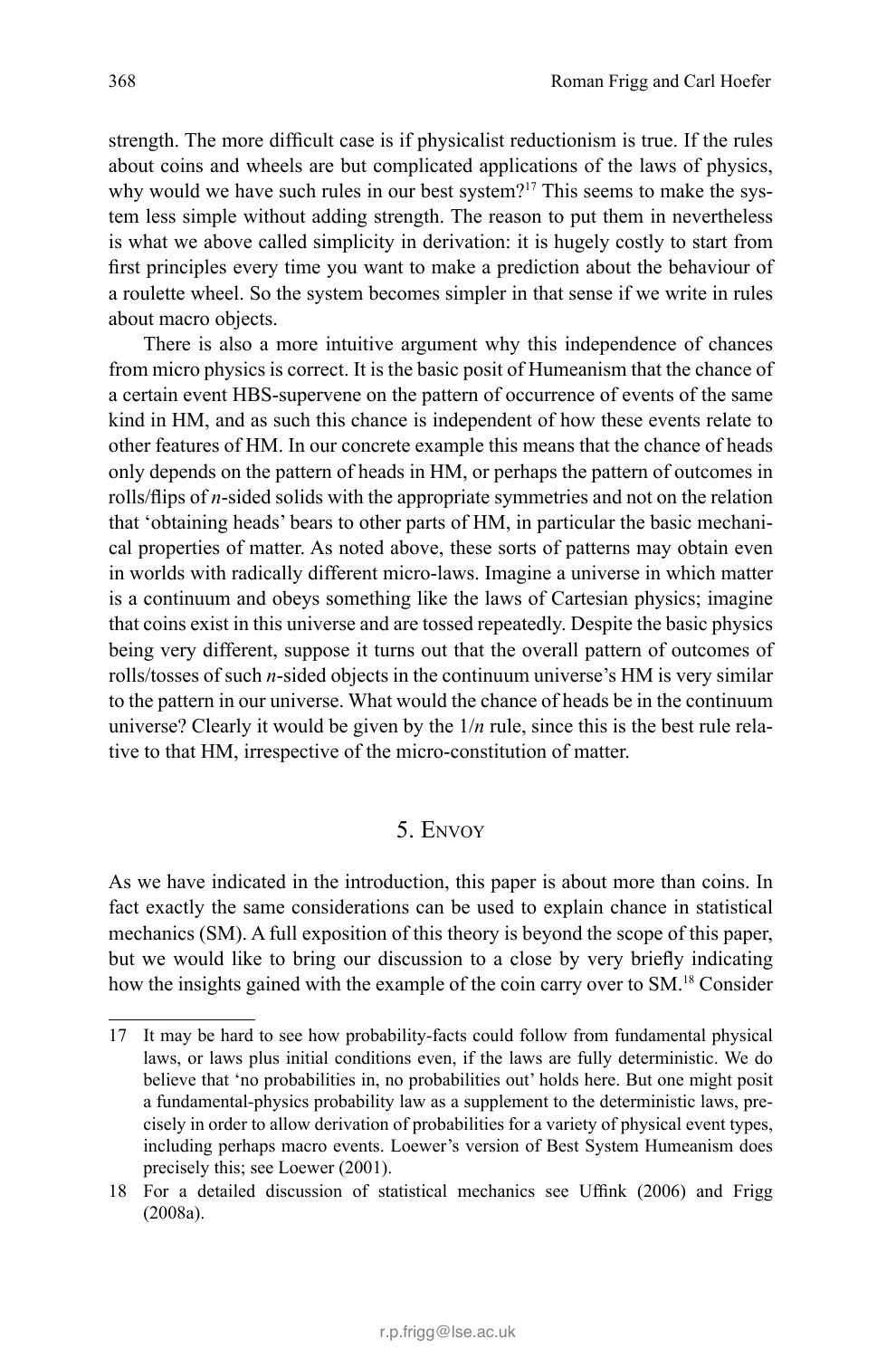strength. The more difficult case is if physicalist reductionism is true. If the rules about coins and wheels are but complicated applications of the laws of physics, why would we have such rules in our best system?[17] This seems to make the system less simple without adding strength. The reason to put them in nevertheless is what we above called simplicity in derivation: it is hugely costly to start from first principles every time you want to make a prediction about the behaviour of a roulette wheel. So the system becomes simpler in that sense if we write in rules about macro objects.

There is also a more intuitive argument why this independence of chances from micro physics is correct. It is the basic posit of Humeanism that the chance of a certain event HBS-supervene on the pattern of occurrence of events of the same kind in HM, and as such this chance is independent of how these events relate to other features of HM. In our concrete example this means that the chance of heads only depends on the pattern of heads in HM, or perhaps the pattern of outcomes in rolls/flips of $n$-sided solids with the appropriate symmetries and not on the relation that 'obtaining heads' bears to other parts of HM, in particular the basic mechanical properties of matter. As noted above, these sorts of patterns may obtain even in worlds with radically different micro-laws. Imagine a universe in which matter is a continuum and obeys something like the laws of Cartesian physics; imagine that coins exist in this universe and are tossed repeatedly. Despite the basic physics being very different, suppose it turns out that the overall pattern of outcomes of rolls/tosses of such $n$-sided objects in the continuum universe's HM is very similar to the pattern in our universe. What would the chance of heads be in the continuum universe? Clearly it would be given by the $1/n$ rule, since this is the best rule relative to that HM, irrespective of the micro-constitution of matter.

## 5. Envoy

As we have indicated in the introduction, this paper is about more than coins. In fact exactly the same considerations can be used to explain chance in statistical mechanics (SM). A full exposition of this theory is beyond the scope of this paper, but we would like to bring our discussion to a close by very briefly indicating how the insights gained with the example of the coin carry over to SM.[18] Consider

---

17 It may be hard to see how probability-facts could follow from fundamental physical laws, or laws plus initial conditions even, if the laws are fully deterministic. We do believe that 'no probabilities in, no probabilities out' holds here. But one might posit a fundamental-physics probability law as a supplement to the deterministic laws, precisely in order to allow derivation of probabilities for a variety of physical event types, including perhaps macro events. Loewer's version of Best System Humeanism does precisely this; see Loewer (2001).

18 For a detailed discussion of statistical mechanics see Uffink (2006) and Frigg (2008a).

r.p.frigg@lse.ac.uk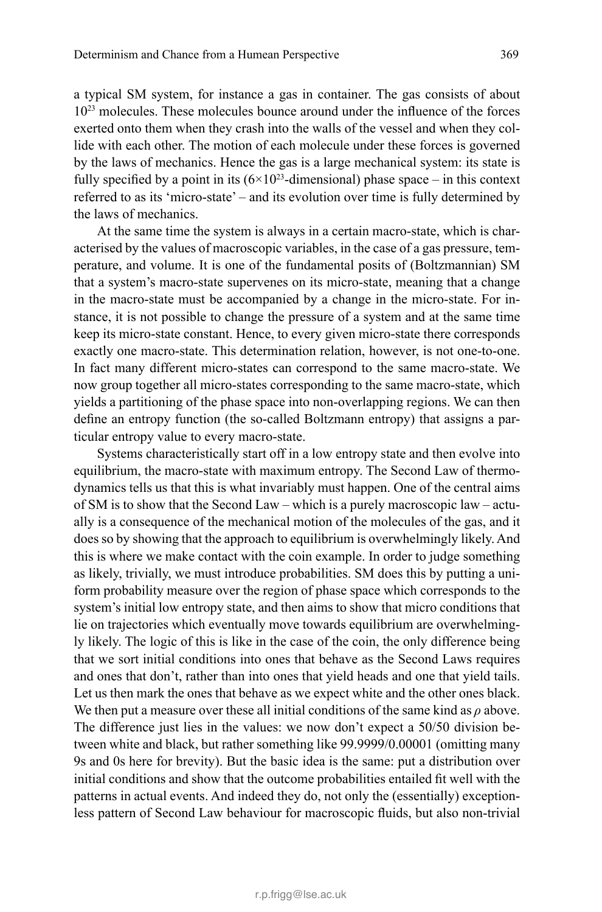a typical SM system, for instance a gas in container. The gas consists of about $10^{23}$ molecules. These molecules bounce around under the influence of the forces exerted onto them when they crash into the walls of the vessel and when they collide with each other. The motion of each molecule under these forces is governed by the laws of mechanics. Hence the gas is a large mechanical system: its state is fully specified by a point in its ($6\times10^{23}$-dimensional) phase space – in this context referred to as its 'micro-state' – and its evolution over time is fully determined by the laws of mechanics.

At the same time the system is always in a certain macro-state, which is characterised by the values of macroscopic variables, in the case of a gas pressure, temperature, and volume. It is one of the fundamental posits of (Boltzmannian) SM that a system's macro-state supervenes on its micro-state, meaning that a change in the macro-state must be accompanied by a change in the micro-state. For instance, it is not possible to change the pressure of a system and at the same time keep its micro-state constant. Hence, to every given micro-state there corresponds exactly one macro-state. This determination relation, however, is not one-to-one. In fact many different micro-states can correspond to the same macro-state. We now group together all micro-states corresponding to the same macro-state, which yields a partitioning of the phase space into non-overlapping regions. We can then define an entropy function (the so-called Boltzmann entropy) that assigns a particular entropy value to every macro-state.

Systems characteristically start off in a low entropy state and then evolve into equilibrium, the macro-state with maximum entropy. The Second Law of thermodynamics tells us that this is what invariably must happen. One of the central aims of SM is to show that the Second Law – which is a purely macroscopic law – actually is a consequence of the mechanical motion of the molecules of the gas, and it does so by showing that the approach to equilibrium is overwhelmingly likely. And this is where we make contact with the coin example. In order to judge something as likely, trivially, we must introduce probabilities. SM does this by putting a uniform probability measure over the region of phase space which corresponds to the system's initial low entropy state, and then aims to show that micro conditions that lie on trajectories which eventually move towards equilibrium are overwhelmingly likely. The logic of this is like in the case of the coin, the only difference being that we sort initial conditions into ones that behave as the Second Laws requires and ones that don't, rather than into ones that yield heads and one that yield tails. Let us then mark the ones that behave as we expect white and the other ones black. We then put a measure over these all initial conditions of the same kind as $\rho$ above. The difference just lies in the values: we now don't expect a 50/50 division between white and black, but rather something like 99.9999/0.00001 (omitting many 9s and 0s here for brevity). But the basic idea is the same: put a distribution over initial conditions and show that the outcome probabilities entailed fit well with the patterns in actual events. And indeed they do, not only the (essentially) exceptionless pattern of Second Law behaviour for macroscopic fluids, but also non-trivial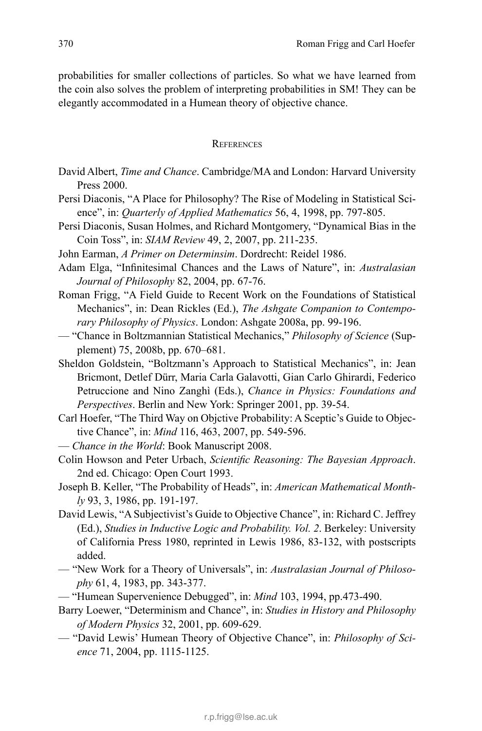probabilities for smaller collections of particles. So what we have learned from the coin also solves the problem of interpreting probabilities in SM! They can be elegantly accommodated in a Humean theory of objective chance.

## References

David Albert, *Time and Chance*. Cambridge/MA and London: Harvard University Press 2000.

Persi Diaconis, "A Place for Philosophy? The Rise of Modeling in Statistical Science", in: *Quarterly of Applied Mathematics* 56, 4, 1998, pp. 797-805.

Persi Diaconis, Susan Holmes, and Richard Montgomery, "Dynamical Bias in the Coin Toss", in: *SIAM Review* 49, 2, 2007, pp. 211-235.

John Earman, *A Primer on Determinsim*. Dordrecht: Reidel 1986.

Adam Elga, "Infinitesimal Chances and the Laws of Nature", in: *Australasian Journal of Philosophy* 82, 2004, pp. 67-76.

Roman Frigg, "A Field Guide to Recent Work on the Foundations of Statistical Mechanics", in: Dean Rickles (Ed.), *The Ashgate Companion to Contemporary Philosophy of Physics*. London: Ashgate 2008a, pp. 99-196.

— "Chance in Boltzmannian Statistical Mechanics," *Philosophy of Science* (Supplement) 75, 2008b, pp. 670–681.

Sheldon Goldstein, "Boltzmann's Approach to Statistical Mechanics", in: Jean Bricmont, Detlef Dürr, Maria Carla Galavotti, Gian Carlo Ghirardi, Federico Petruccione and Nino Zanghì (Eds.), *Chance in Physics: Foundations and Perspectives*. Berlin and New York: Springer 2001, pp. 39-54.

Carl Hoefer, "The Third Way on Objctive Probability: A Sceptic's Guide to Objective Chance", in: *Mind* 116, 463, 2007, pp. 549-596.

— *Chance in the World*: Book Manuscript 2008.

Colin Howson and Peter Urbach, *Scientific Reasoning: The Bayesian Approach*. 2nd ed. Chicago: Open Court 1993.

Joseph B. Keller, "The Probability of Heads", in: *American Mathematical Monthly* 93, 3, 1986, pp. 191-197.

David Lewis, "A Subjectivist's Guide to Objective Chance", in: Richard C. Jeffrey (Ed.), *Studies in Inductive Logic and Probability. Vol. 2*. Berkeley: University of California Press 1980, reprinted in Lewis 1986, 83-132, with postscripts added.

— "New Work for a Theory of Universals", in: *Australasian Journal of Philosophy* 61, 4, 1983, pp. 343-377.

— "Humean Supervenience Debugged", in: *Mind* 103, 1994, pp.473-490.

Barry Loewer, "Determinism and Chance", in: *Studies in History and Philosophy of Modern Physics* 32, 2001, pp. 609-629.

— "David Lewis' Humean Theory of Objective Chance", in: *Philosophy of Science* 71, 2004, pp. 1115-1125.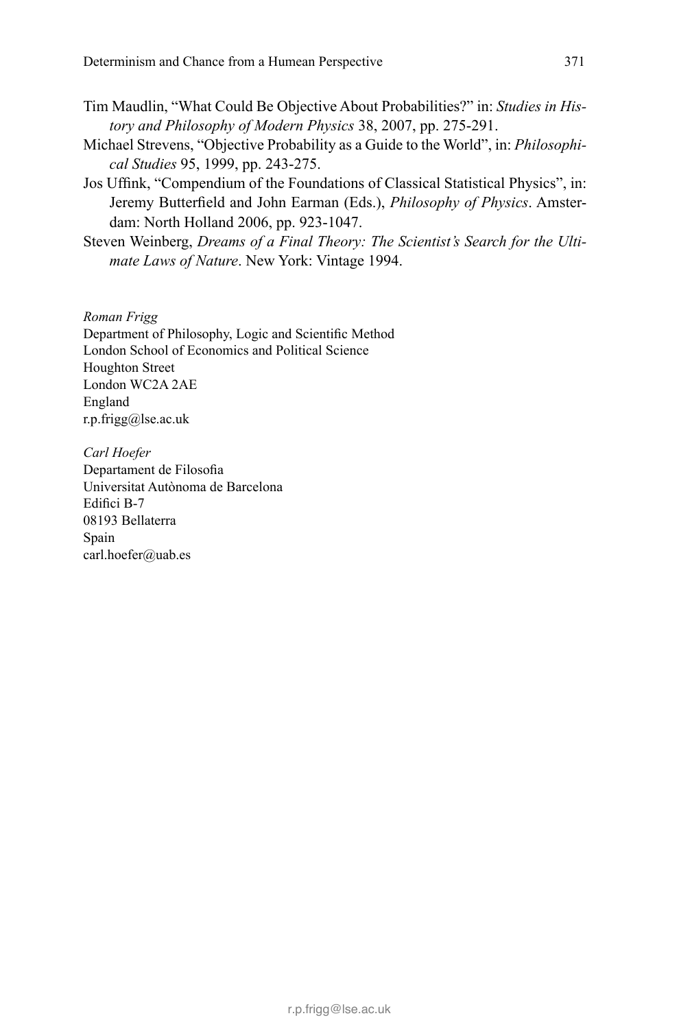Tim Maudlin, "What Could Be Objective About Probabilities?" in: *Studies in History and Philosophy of Modern Physics* 38, 2007, pp. 275-291.

Michael Strevens, "Objective Probability as a Guide to the World", in: *Philosophical Studies* 95, 1999, pp. 243-275.

Jos Uffink, "Compendium of the Foundations of Classical Statistical Physics", in: Jeremy Butterfield and John Earman (Eds.), *Philosophy of Physics*. Amsterdam: North Holland 2006, pp. 923-1047.

Steven Weinberg, *Dreams of a Final Theory: The Scientist's Search for the Ultimate Laws of Nature*. New York: Vintage 1994.

*Roman Frigg*
Department of Philosophy, Logic and Scientific Method
London School of Economics and Political Science
Houghton Street
London WC2A 2AE
England
r.p.frigg@lse.ac.uk

*Carl Hoefer*
Departament de Filosofia
Universitat Autònoma de Barcelona
Edifici B-7
08193 Bellaterra
Spain
carl.hoefer@uab.es